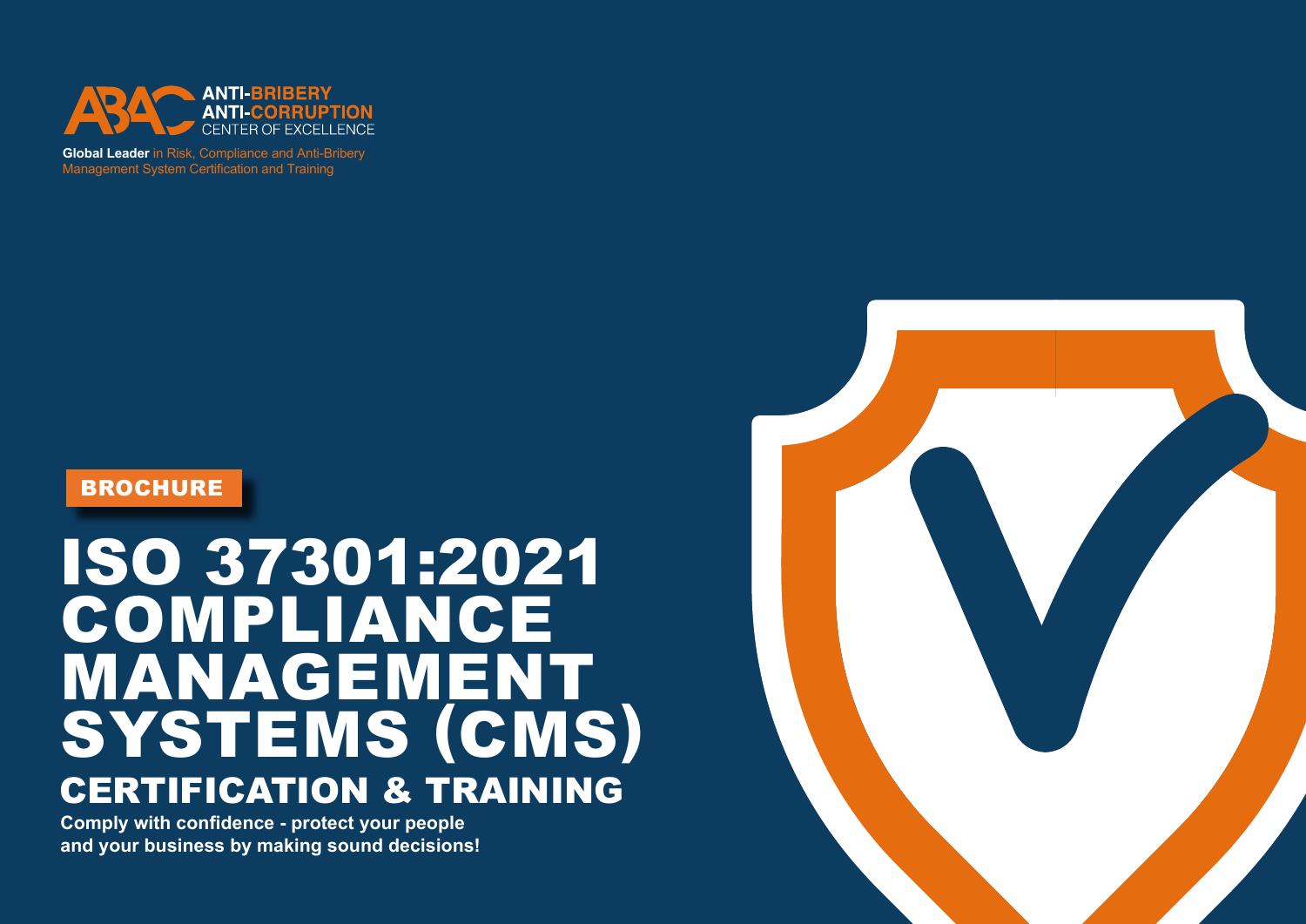ABAC ANTI-BRIBERY ANTI-CORRUPTION CENTER OF EXCELLENCE

**Global Leader** in Risk, Compliance and Anti-Bribery Management System Certification and Training

BROCHURE

# ISO 37301:2021 COMPLIANCE MANAGEMENT SYSTEMS (CMS)

## CERTIFICATION & TRAINING

**Comply with confidence - protect your people and your business by making sound decisions!**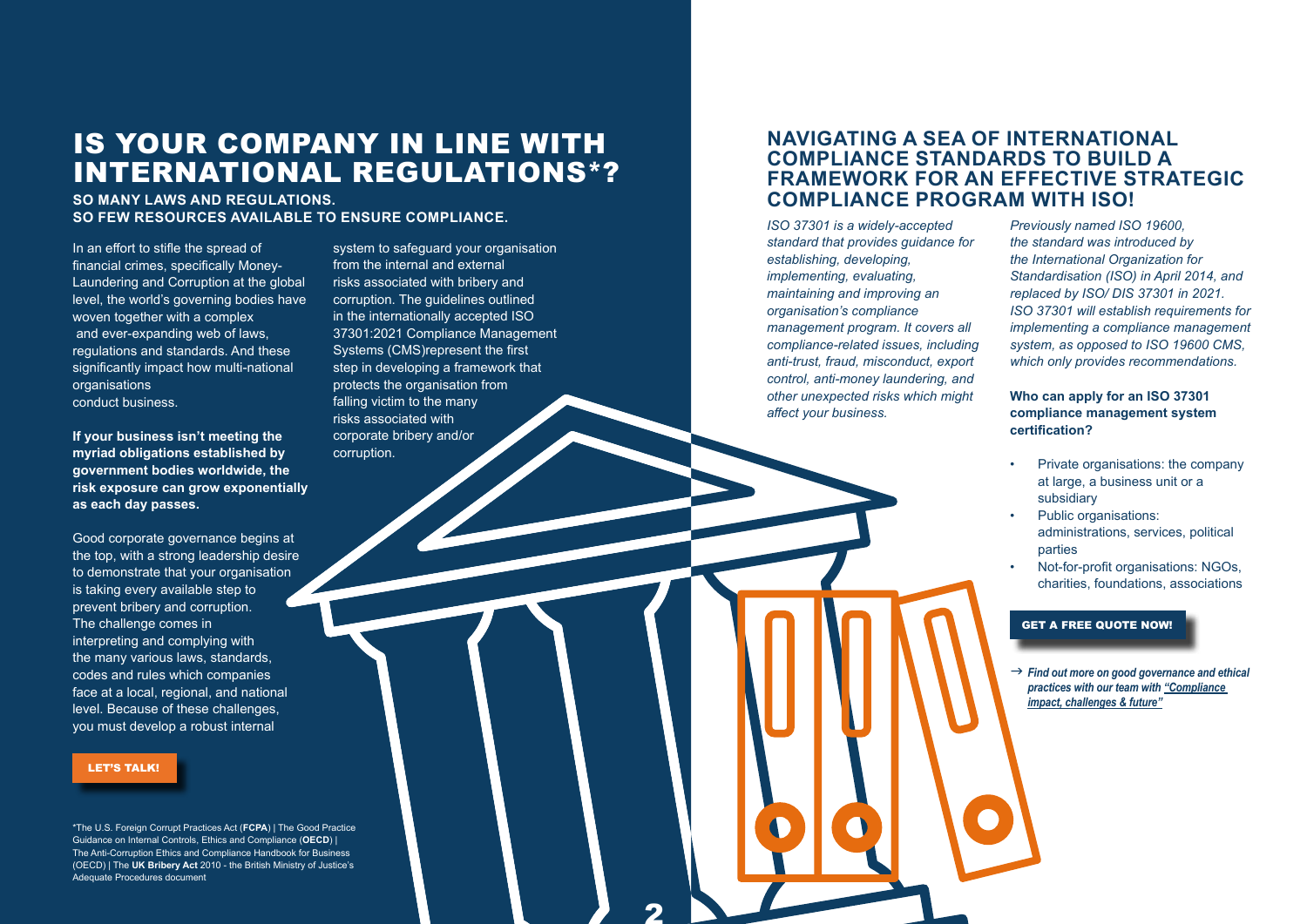# IS YOUR COMPANY IN LINE WITH INTERNATIONAL REGULATIONS*?

**SO MANY LAWS AND REGULATIONS.**
**SO FEW RESOURCES AVAILABLE TO ENSURE COMPLIANCE.**

In an effort to stifle the spread of financial crimes, specifically Money-Laundering and Corruption at the global level, the world's governing bodies have woven together with a complex and ever-expanding web of laws, regulations and standards. And these significantly impact how multi-national organisations conduct business.

**If your business isn't meeting the myriad obligations established by government bodies worldwide, the risk exposure can grow exponentially as each day passes.**

Good corporate governance begins at the top, with a strong leadership desire to demonstrate that your organisation is taking every available step to prevent bribery and corruption. The challenge comes in interpreting and complying with the many various laws, standards, codes and rules which companies face at a local, regional, and national level. Because of these challenges, you must develop a robust internal system to safeguard your organisation from the internal and external risks associated with bribery and corruption. The guidelines outlined in the internationally accepted ISO 37301:2021 Compliance Management Systems (CMS)represent the first step in developing a framework that protects the organisation from falling victim to the many risks associated with corporate bribery and/or corruption.

**LET'S TALK!**

*The U.S. Foreign Corrupt Practices Act (**FCPA**) | The Good Practice Guidance on Internal Controls, Ethics and Compliance (**OECD**) | The Anti-Corruption Ethics and Compliance Handbook for Business (OECD) | The **UK Bribery Act** 2010 - the British Ministry of Justice's Adequate Procedures document

## NAVIGATING A SEA OF INTERNATIONAL COMPLIANCE STANDARDS TO BUILD A FRAMEWORK FOR AN EFFECTIVE STRATEGIC COMPLIANCE PROGRAM WITH ISO!

*ISO 37301 is a widely-accepted standard that provides guidance for establishing, developing, implementing, evaluating, maintaining and improving an organisation's compliance management program. It covers all compliance-related issues, including anti-trust, fraud, misconduct, export control, anti-money laundering, and other unexpected risks which might affect your business.*

*Previously named ISO 19600, the standard was introduced by the International Organization for Standardisation (ISO) in April 2014, and replaced by ISO/ DIS 37301 in 2021. ISO 37301 will establish requirements for implementing a compliance management system, as opposed to ISO 19600 CMS, which only provides recommendations.*

**Who can apply for an ISO 37301 compliance management system certification?**

- Private organisations: the company at large, a business unit or a subsidiary
- Public organisations: administrations, services, political parties
- Not-for-profit organisations: NGOs, charities, foundations, associations

**GET A FREE QUOTE NOW!**

→ ***Find out more on good governance and ethical practices with our team with "Compliance impact, challenges & future"***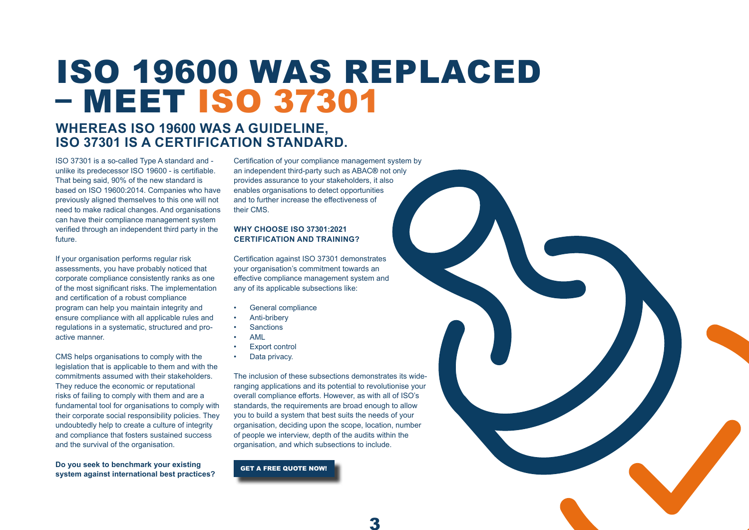# ISO 19600 WAS REPLACED – MEET ISO 37301

## WHEREAS ISO 19600 WAS A GUIDELINE, ISO 37301 IS A CERTIFICATION STANDARD.

ISO 37301 is a so-called Type A standard and - unlike its predecessor ISO 19600 - is certifiable. That being said, 90% of the new standard is based on ISO 19600:2014. Companies who have previously aligned themselves to this one will not need to make radical changes. And organisations can have their compliance management system verified through an independent third party in the future.

If your organisation performs regular risk assessments, you have probably noticed that corporate compliance consistently ranks as one of the most significant risks. The implementation and certification of a robust compliance program can help you maintain integrity and ensure compliance with all applicable rules and regulations in a systematic, structured and pro-active manner.

CMS helps organisations to comply with the legislation that is applicable to them and with the commitments assumed with their stakeholders. They reduce the economic or reputational risks of failing to comply with them and are a fundamental tool for organisations to comply with their corporate social responsibility policies. They undoubtedly help to create a culture of integrity and compliance that fosters sustained success and the survival of the organisation.

**Do you seek to benchmark your existing system against international best practices?**

Certification of your compliance management system by an independent third-party such as ABAC® not only provides assurance to your stakeholders, it also enables organisations to detect opportunities and to further increase the effectiveness of their CMS.

**WHY CHOOSE ISO 37301:2021 CERTIFICATION AND TRAINING?**

Certification against ISO 37301 demonstrates your organisation's commitment towards an effective compliance management system and any of its applicable subsections like:

- General compliance
- Anti-bribery
- Sanctions
- AML
- Export control
- Data privacy.

The inclusion of these subsections demonstrates its wide-ranging applications and its potential to revolutionise your overall compliance efforts. However, as with all of ISO's standards, the requirements are broad enough to allow you to build a system that best suits the needs of your organisation, deciding upon the scope, location, number of people we interview, depth of the audits within the organisation, and which subsections to include.

**GET A FREE QUOTE NOW!**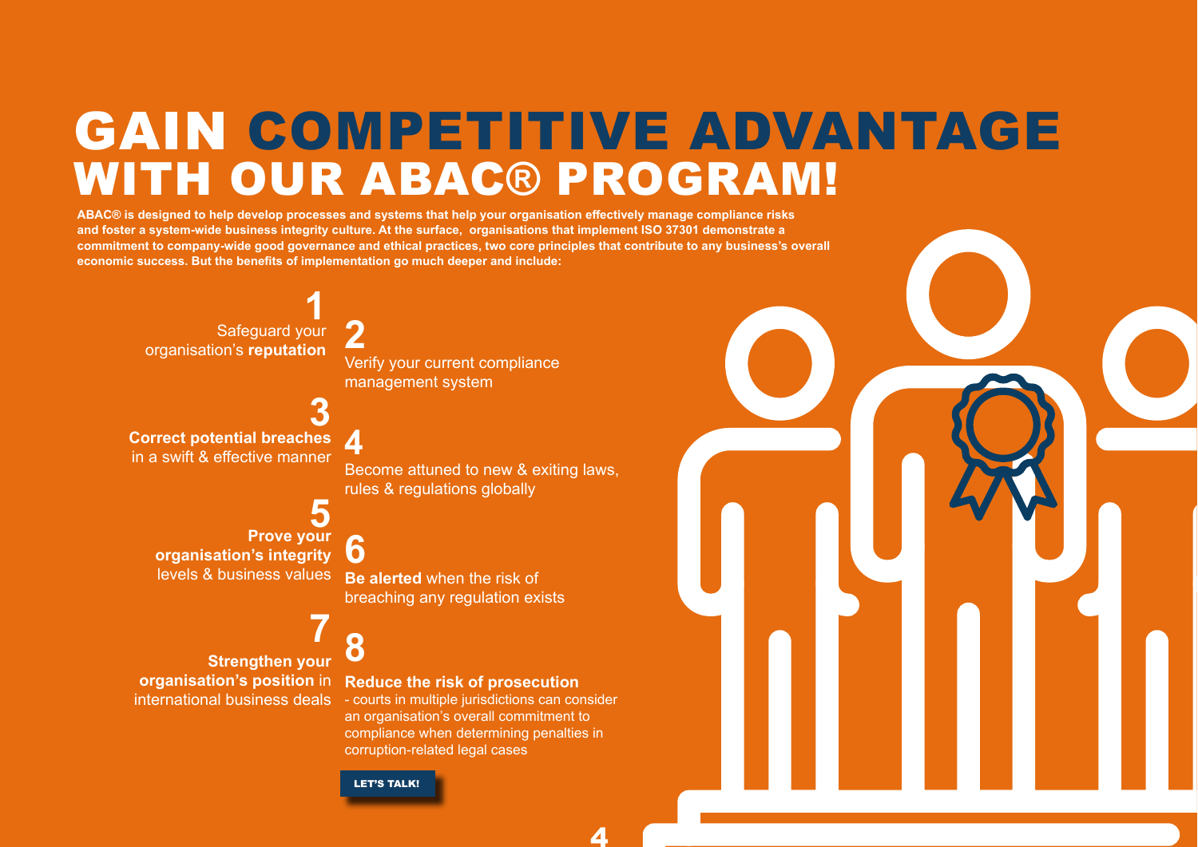# GAIN COMPETITIVE ADVANTAGE WITH OUR ABAC® PROGRAM!

**ABAC® is designed to help develop processes and systems that help your organisation effectively manage compliance risks and foster a system-wide business integrity culture. At the surface, organisations that implement ISO 37301 demonstrate a commitment to company-wide good governance and ethical practices, two core principles that contribute to any business's overall economic success. But the benefits of implementation go much deeper and include:**

**1**
Safeguard your organisation's **reputation**

**2**
Verify your current compliance management system

**3**
**Correct potential breaches** in a swift & effective manner

**4**
Become attuned to new & exiting laws, rules & regulations globally

**5**
**Prove your organisation's integrity** levels & business values

**6**
**Be alerted** when the risk of breaching any regulation exists

**7**
**Strengthen your organisation's position** in international business deals

**8**
**Reduce the risk of prosecution** - courts in multiple jurisdictions can consider an organisation's overall commitment to compliance when determining penalties in corruption-related legal cases

LET'S TALK!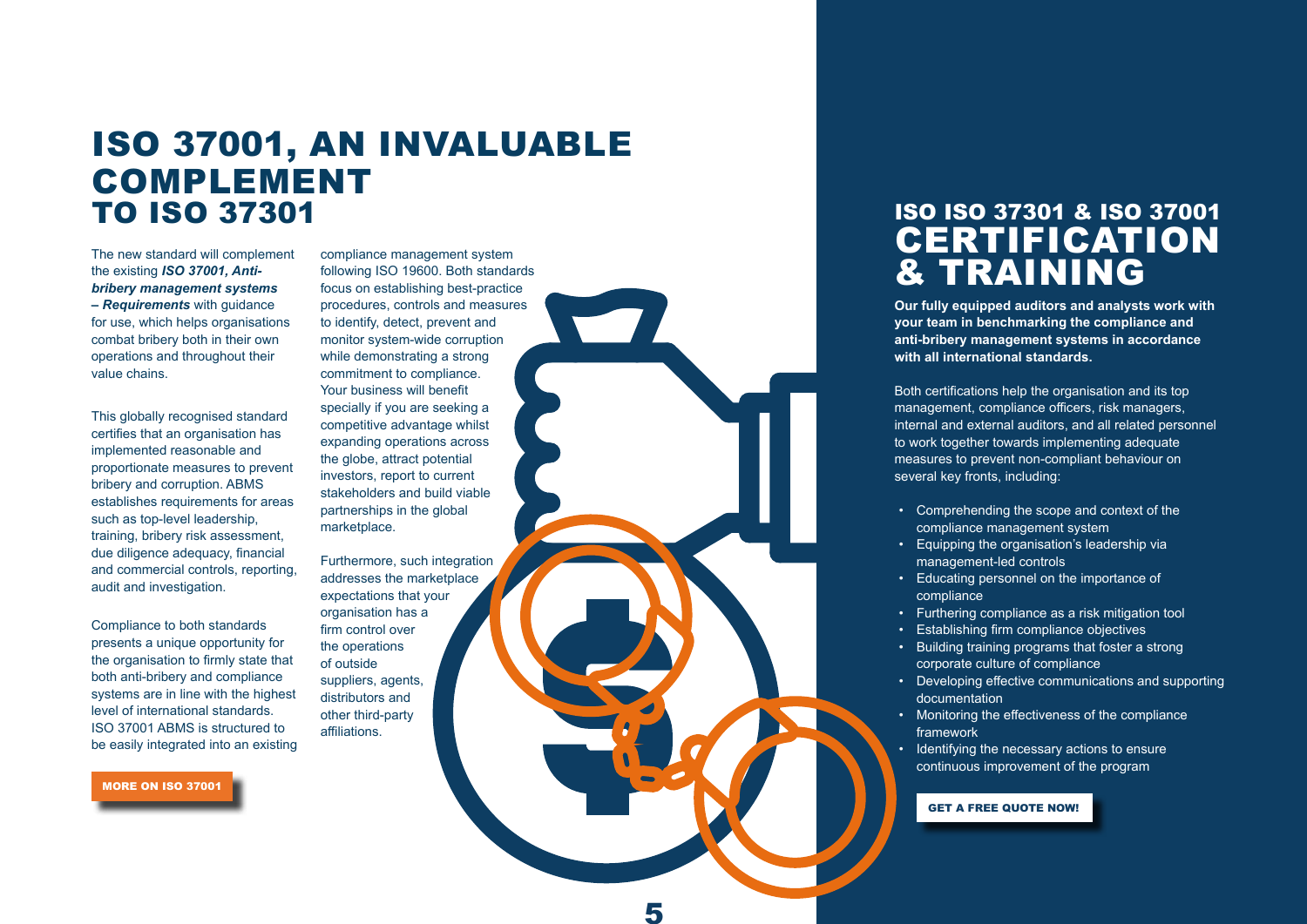# ISO 37001, AN INVALUABLE COMPLEMENT TO ISO 37301

The new standard will complement the existing ***ISO 37001, Anti-bribery management systems – Requirements*** with guidance for use, which helps organisations combat bribery both in their own operations and throughout their value chains.

This globally recognised standard certifies that an organisation has implemented reasonable and proportionate measures to prevent bribery and corruption. ABMS establishes requirements for areas such as top-level leadership, training, bribery risk assessment, due diligence adequacy, financial and commercial controls, reporting, audit and investigation.

Compliance to both standards presents a unique opportunity for the organisation to firmly state that both anti-bribery and compliance systems are in line with the highest level of international standards. ISO 37001 ABMS is structured to be easily integrated into an existing compliance management system following ISO 19600. Both standards focus on establishing best-practice procedures, controls and measures to identify, detect, prevent and monitor system-wide corruption while demonstrating a strong commitment to compliance. Your business will benefit specially if you are seeking a competitive advantage whilst expanding operations across the globe, attract potential investors, report to current stakeholders and build viable partnerships in the global marketplace.

Furthermore, such integration addresses the marketplace expectations that your organisation has a firm control over the operations of outside suppliers, agents, distributors and other third-party affiliations.

**MORE ON ISO 37001**

## ISO ISO 37301 & ISO 37001 CERTIFICATION & TRAINING

**Our fully equipped auditors and analysts work with your team in benchmarking the compliance and anti-bribery management systems in accordance with all international standards.**

Both certifications help the organisation and its top management, compliance officers, risk managers, internal and external auditors, and all related personnel to work together towards implementing adequate measures to prevent non-compliant behaviour on several key fronts, including:

- Comprehending the scope and context of the compliance management system
- Equipping the organisation's leadership via management-led controls
- Educating personnel on the importance of compliance
- Furthering compliance as a risk mitigation tool
- Establishing firm compliance objectives
- Building training programs that foster a strong corporate culture of compliance
- Developing effective communications and supporting documentation
- Monitoring the effectiveness of the compliance framework
- Identifying the necessary actions to ensure continuous improvement of the program

**GET A FREE QUOTE NOW!**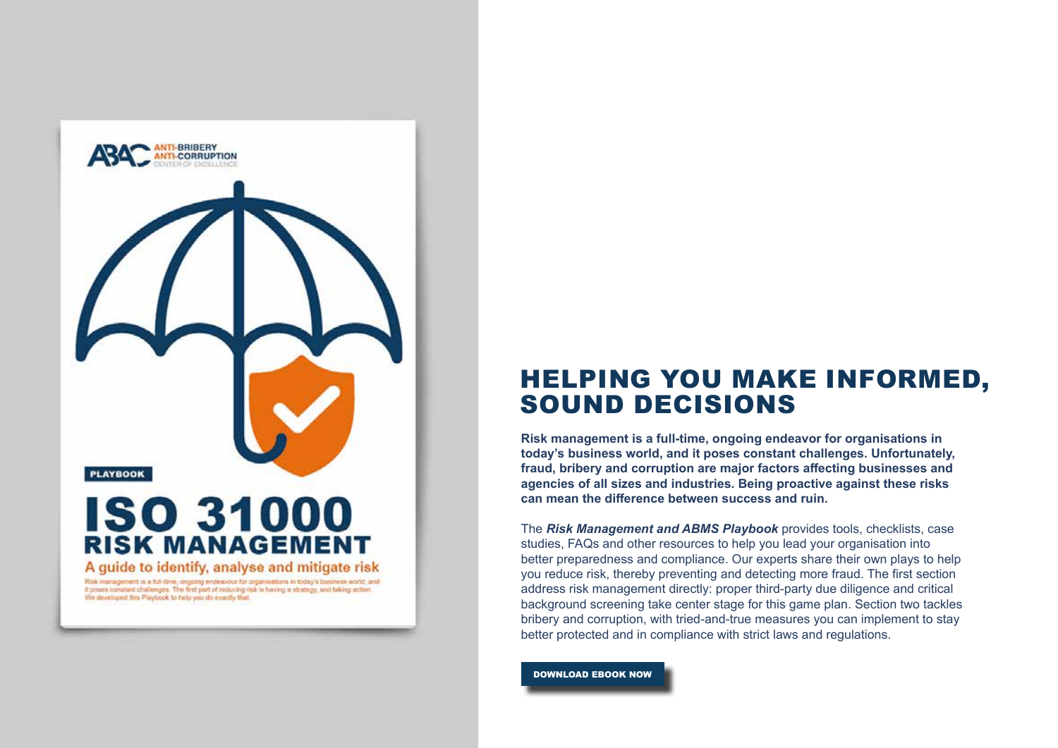ABAC ANTI-BRIBERY ANTI-CORRUPTION CENTER OF EXCELLENCE

PLAYBOOK

ISO 31000 RISK MANAGEMENT

A guide to identify, analyse and mitigate risk

Risk management is a full-time, ongoing endeavour for organisations in today's business world, and it poses constant challenges. The first part of reducing risk is having a strategy, and taking action. We developed this Playbook to help you do exactly that.

# HELPING YOU MAKE INFORMED, SOUND DECISIONS

**Risk management is a full-time, ongoing endeavor for organisations in today's business world, and it poses constant challenges. Unfortunately, fraud, bribery and corruption are major factors affecting businesses and agencies of all sizes and industries. Being proactive against these risks can mean the difference between success and ruin.**

The ***Risk Management and ABMS Playbook*** provides tools, checklists, case studies, FAQs and other resources to help you lead your organisation into better preparedness and compliance. Our experts share their own plays to help you reduce risk, thereby preventing and detecting more fraud. The first section address risk management directly: proper third-party due diligence and critical background screening take center stage for this game plan. Section two tackles bribery and corruption, with tried-and-true measures you can implement to stay better protected and in compliance with strict laws and regulations.

DOWNLOAD EBOOK NOW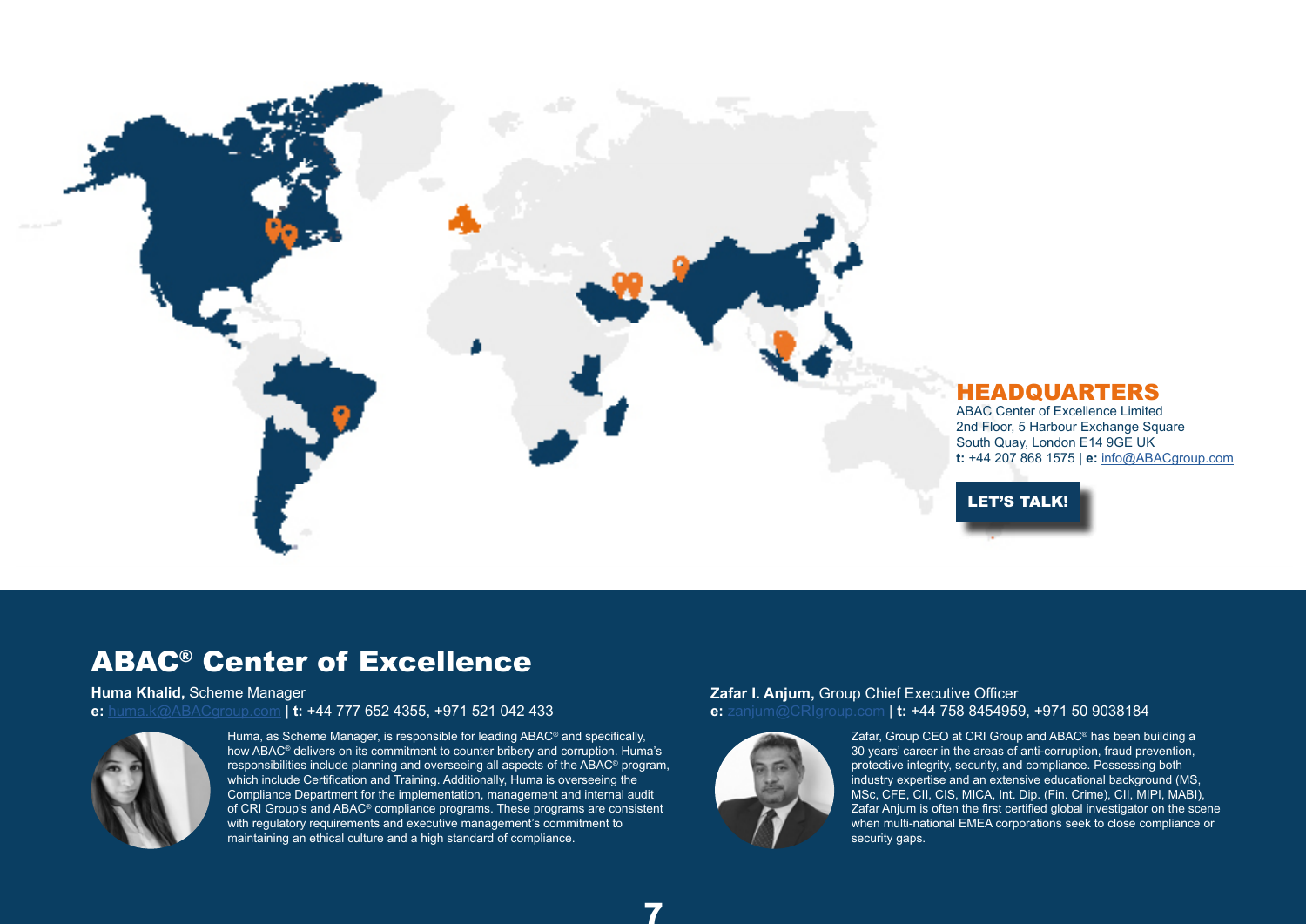## HEADQUARTERS

ABAC Center of Excellence Limited
2nd Floor, 5 Harbour Exchange Square
South Quay, London E14 9GE UK
**t:** +44 207 868 1575 **|** **e:** info@ABACgroup.com

**LET'S TALK!**

# ABAC® Center of Excellence

**Huma Khalid,** Scheme Manager
**e:** huma.k@ABACgroup.com | **t:** +44 777 652 4355, +971 521 042 433

Huma, as Scheme Manager, is responsible for leading ABAC® and specifically, how ABAC® delivers on its commitment to counter bribery and corruption. Huma's responsibilities include planning and overseeing all aspects of the ABAC® program, which include Certification and Training. Additionally, Huma is overseeing the Compliance Department for the implementation, management and internal audit of CRI Group's and ABAC® compliance programs. These programs are consistent with regulatory requirements and executive management's commitment to maintaining an ethical culture and a high standard of compliance.

**Zafar I. Anjum,** Group Chief Executive Officer
**e:** zanjum@CRIgroup.com | **t:** +44 758 8454959, +971 50 9038184

Zafar, Group CEO at CRI Group and ABAC® has been building a 30 years' career in the areas of anti-corruption, fraud prevention, protective integrity, security, and compliance. Possessing both industry expertise and an extensive educational background (MS, MSc, CFE, CII, CIS, MICA, Int. Dip. (Fin. Crime), CII, MIPI, MABI), Zafar Anjum is often the first certified global investigator on the scene when multi-national EMEA corporations seek to close compliance or security gaps.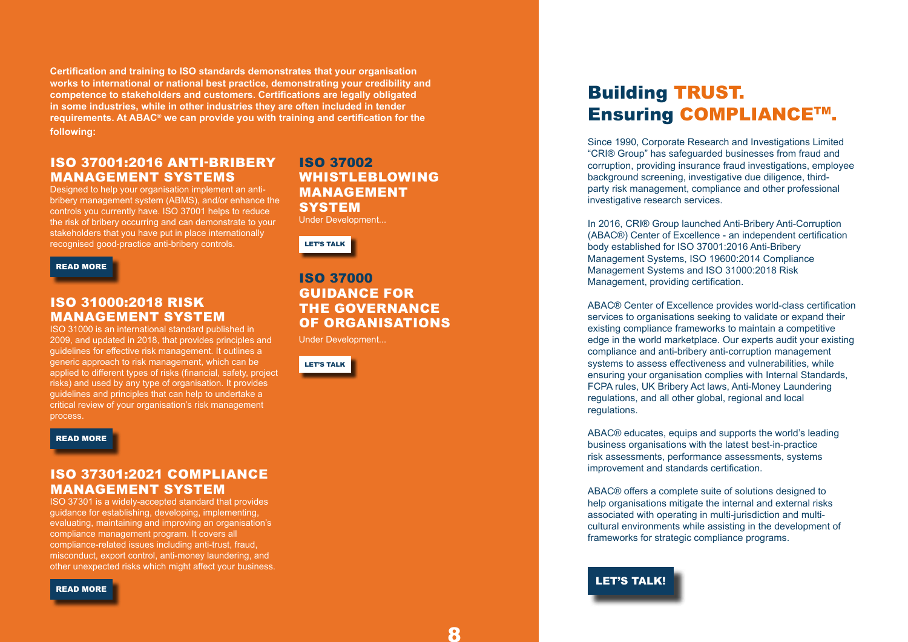**Certification and training to ISO standards demonstrates that your organisation works to international or national best practice, demonstrating your credibility and competence to stakeholders and customers. Certifications are legally obligated in some industries, while in other industries they are often included in tender requirements. At ABAC® we can provide you with training and certification for the following:**

## ISO 37001:2016 ANTI-BRIBERY MANAGEMENT SYSTEMS

Designed to help your organisation implement an anti-bribery management system (ABMS), and/or enhance the controls you currently have. ISO 37001 helps to reduce the risk of bribery occurring and can demonstrate to your stakeholders that you have put in place internationally recognised good-practice anti-bribery controls.

READ MORE

## ISO 31000:2018 RISK MANAGEMENT SYSTEM

ISO 31000 is an international standard published in 2009, and updated in 2018, that provides principles and guidelines for effective risk management. It outlines a generic approach to risk management, which can be applied to different types of risks (financial, safety, project risks) and used by any type of organisation. It provides guidelines and principles that can help to undertake a critical review of your organisation's risk management process.

READ MORE

## ISO 37301:2021 COMPLIANCE MANAGEMENT SYSTEM

ISO 37301 is a widely-accepted standard that provides guidance for establishing, developing, implementing, evaluating, maintaining and improving an organisation's compliance management program. It covers all compliance-related issues including anti-trust, fraud, misconduct, export control, anti-money laundering, and other unexpected risks which might affect your business.

READ MORE

## ISO 37002 WHISTLEBLOWING MANAGEMENT SYSTEM

Under Development...

LET'S TALK

## ISO 37000 GUIDANCE FOR THE GOVERNANCE OF ORGANISATIONS

Under Development...

LET'S TALK

# Building TRUST. Ensuring COMPLIANCE™.

Since 1990, Corporate Research and Investigations Limited "CRI® Group" has safeguarded businesses from fraud and corruption, providing insurance fraud investigations, employee background screening, investigative due diligence, third-party risk management, compliance and other professional investigative research services.

In 2016, CRI® Group launched Anti-Bribery Anti-Corruption (ABAC®) Center of Excellence - an independent certification body established for ISO 37001:2016 Anti-Bribery Management Systems, ISO 19600:2014 Compliance Management Systems and ISO 31000:2018 Risk Management, providing certification.

ABAC® Center of Excellence provides world-class certification services to organisations seeking to validate or expand their existing compliance frameworks to maintain a competitive edge in the world marketplace. Our experts audit your existing compliance and anti-bribery anti-corruption management systems to assess effectiveness and vulnerabilities, while ensuring your organisation complies with Internal Standards, FCPA rules, UK Bribery Act laws, Anti-Money Laundering regulations, and all other global, regional and local regulations.

ABAC® educates, equips and supports the world's leading business organisations with the latest best-in-practice risk assessments, performance assessments, systems improvement and standards certification.

ABAC® offers a complete suite of solutions designed to help organisations mitigate the internal and external risks associated with operating in multi-jurisdiction and multi-cultural environments while assisting in the development of frameworks for strategic compliance programs.

LET'S TALK!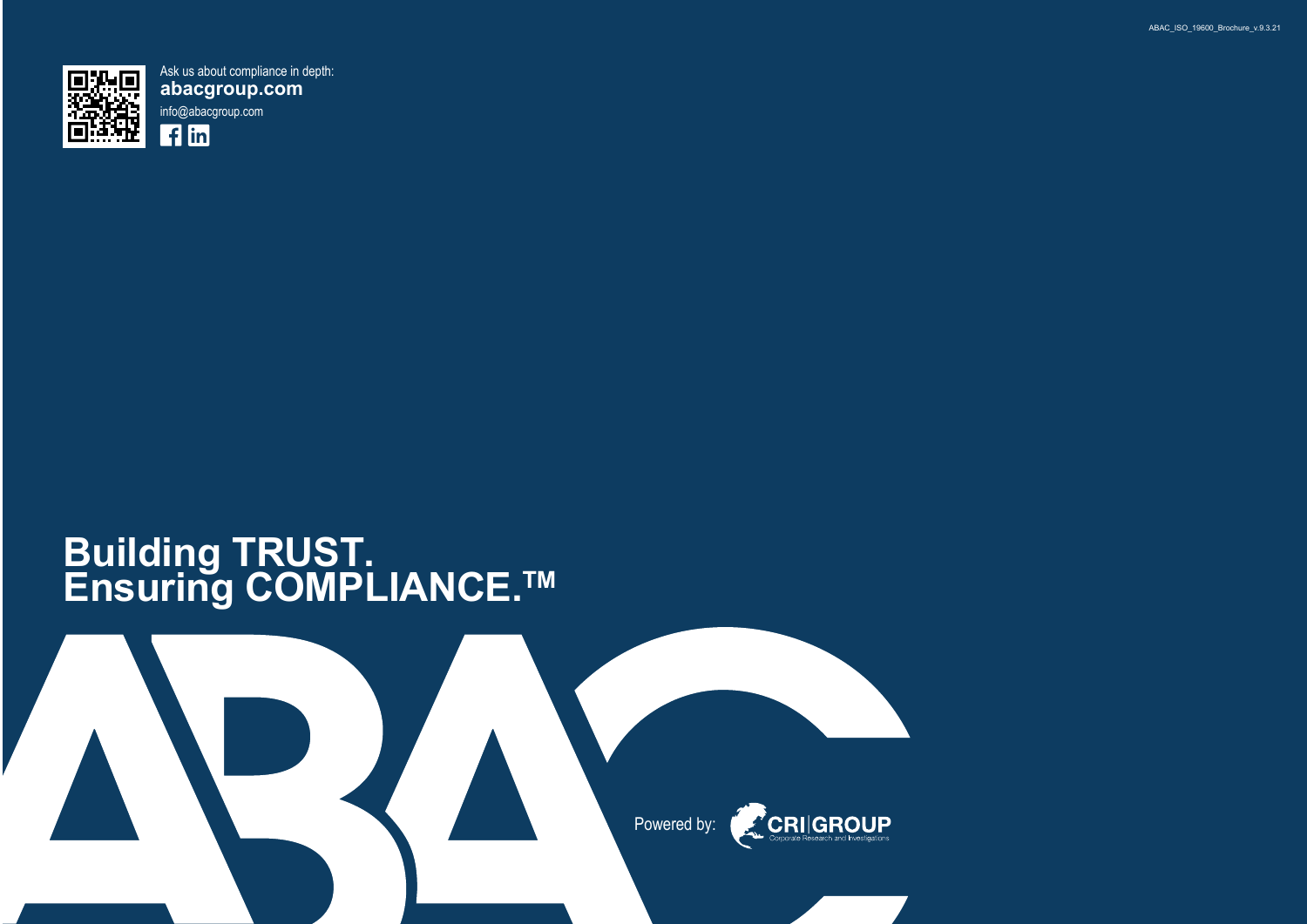ABAC_ISO_19600_Brochure_v.9.3.21

Ask us about compliance in depth:

**abacgroup.com**

info@abacgroup.com

# Building TRUST.
# Ensuring COMPLIANCE.™

Powered by: CRI|GROUP Corporate Research and Investigations